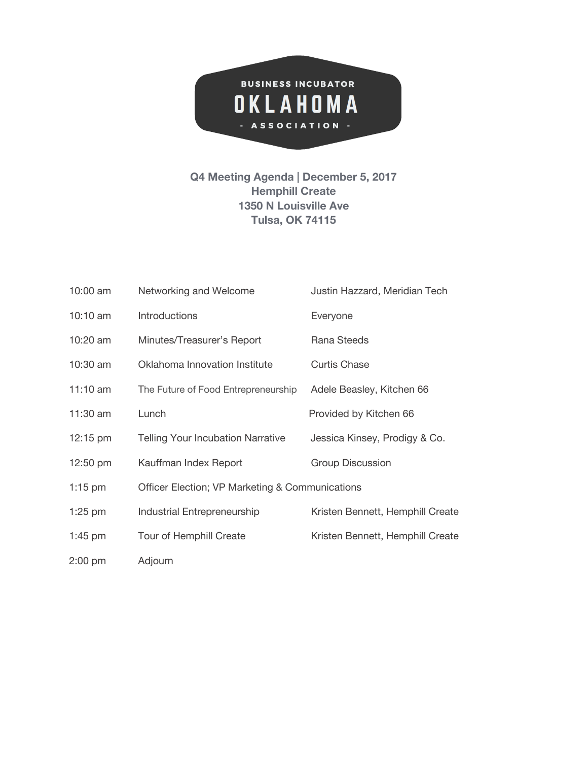BUSINESS INCUBATOR

# OKLAHOMA

- ASSOCIATION -

**Q4 Meeting Agenda | December 5, 2017**
**Hemphill Create**
**1350 N Louisville Ave**
**Tulsa, OK 74115**

| | | |
|---|---|---|
| 10:00 am | Networking and Welcome | Justin Hazzard, Meridian Tech |
| 10:10 am | Introductions | Everyone |
| 10:20 am | Minutes/Treasurer's Report | Rana Steeds |
| 10:30 am | Oklahoma Innovation Institute | Curtis Chase |
| 11:10 am | The Future of Food Entrepreneurship | Adele Beasley, Kitchen 66 |
| 11:30 am | Lunch | Provided by Kitchen 66 |
| 12:15 pm | Telling Your Incubation Narrative | Jessica Kinsey, Prodigy & Co. |
| 12:50 pm | Kauffman Index Report | Group Discussion |
| 1:15 pm | Officer Election; VP Marketing & Communications | |
| 1:25 pm | Industrial Entrepreneurship | Kristen Bennett, Hemphill Create |
| 1:45 pm | Tour of Hemphill Create | Kristen Bennett, Hemphill Create |
| 2:00 pm | Adjourn | |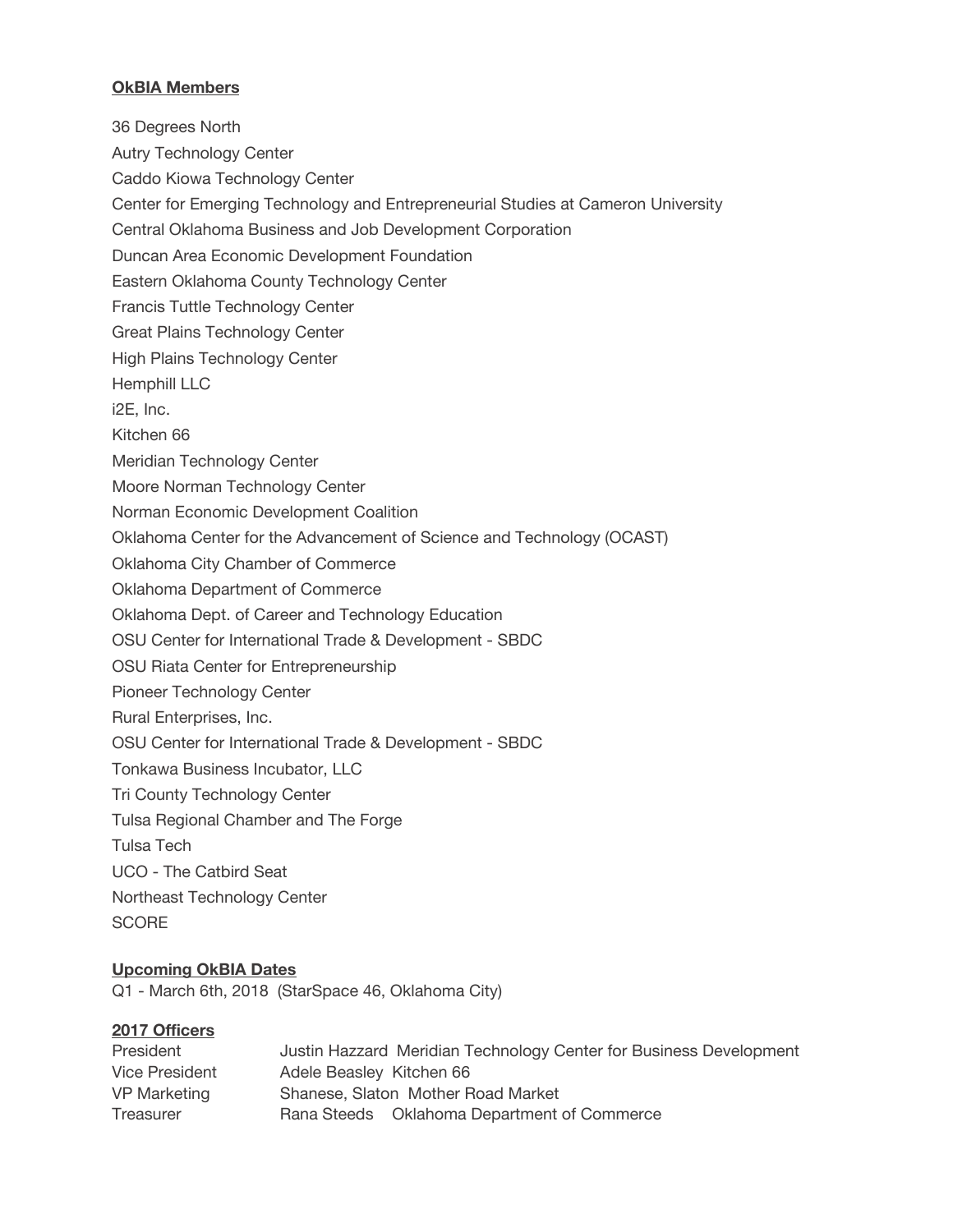**OkBIA Members**

36 Degrees North
Autry Technology Center
Caddo Kiowa Technology Center
Center for Emerging Technology and Entrepreneurial Studies at Cameron University
Central Oklahoma Business and Job Development Corporation
Duncan Area Economic Development Foundation
Eastern Oklahoma County Technology Center
Francis Tuttle Technology Center
Great Plains Technology Center
High Plains Technology Center
Hemphill LLC
i2E, Inc.
Kitchen 66
Meridian Technology Center
Moore Norman Technology Center
Norman Economic Development Coalition
Oklahoma Center for the Advancement of Science and Technology (OCAST)
Oklahoma City Chamber of Commerce
Oklahoma Department of Commerce
Oklahoma Dept. of Career and Technology Education
OSU Center for International Trade & Development - SBDC
OSU Riata Center for Entrepreneurship
Pioneer Technology Center
Rural Enterprises, Inc.
OSU Center for International Trade & Development - SBDC
Tonkawa Business Incubator, LLC
Tri County Technology Center
Tulsa Regional Chamber and The Forge
Tulsa Tech
UCO - The Catbird Seat
Northeast Technology Center
SCORE

**Upcoming OkBIA Dates**

Q1 - March 6th, 2018 (StarSpace 46, Oklahoma City)

**2017 Officers**

| | |
|---|---|
| President | Justin Hazzard Meridian Technology Center for Business Development |
| Vice President | Adele Beasley Kitchen 66 |
| VP Marketing | Shanese, Slaton Mother Road Market |
| Treasurer | Rana Steeds Oklahoma Department of Commerce |